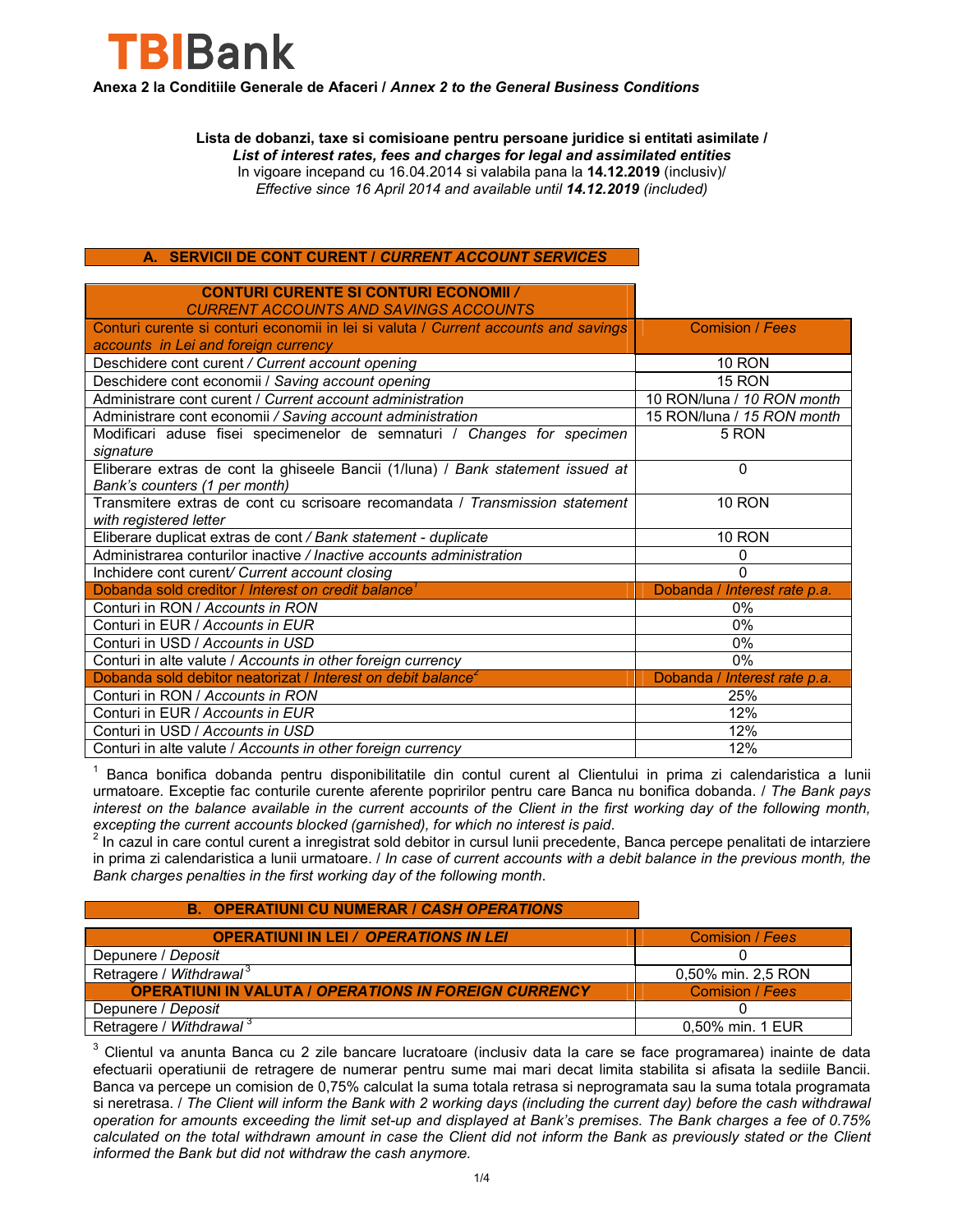TBIBank

**Anexa 2 la Conditiile Generale de Afaceri / *Annex 2 to the General Business Conditions***

**Lista de dobanzi, taxe si comisioane pentru persoane juridice si entitati asimilate /**
***List of interest rates, fees and charges for legal and assimilated entities***
In vigoare incepand cu 16.04.2014 si valabila pana la **14.12.2019** (inclusiv)/
*Effective since 16 April 2014 and available until **14.12.2019** (included)*

## A. SERVICII DE CONT CURENT / *CURRENT ACCOUNT SERVICES*

| **CONTURI CURENTE SI CONTURI ECONOMII /** ***CURRENT ACCOUNTS AND SAVINGS ACCOUNTS*** | |
|---|---|
| Conturi curente si conturi economii in lei si valuta / *Current accounts and savings accounts in Lei and foreign currency* | Comision / *Fees* |
| Deschidere cont curent / *Current account opening* | 10 RON |
| Deschidere cont economii / *Saving account opening* | 15 RON |
| Administrare cont curent / *Current account administration* | 10 RON/luna / *10 RON month* |
| Administrare cont economii / *Saving account administration* | 15 RON/luna / *15 RON month* |
| Modificari aduse fisei specimenelor de semnaturi / *Changes for specimen signature* | 5 RON |
| Eliberare extras de cont la ghiseele Bancii (1/luna) / *Bank statement issued at Bank's counters (1 per month)* | 0 |
| Transmitere extras de cont cu scrisoare recomandata / *Transmission statement with registered letter* | 10 RON |
| Eliberare duplicat extras de cont / *Bank statement - duplicate* | 10 RON |
| Administrarea conturilor inactive / *Inactive accounts administration* | 0 |
| Inchidere cont curent/ *Current account closing* | 0 |
| Dobanda sold creditor / *Interest on credit balance*[1] | Dobanda / *Interest rate p.a.* |
| Conturi in RON / *Accounts in RON* | 0% |
| Conturi in EUR / *Accounts in EUR* | 0% |
| Conturi in USD / *Accounts in USD* | 0% |
| Conturi in alte valute / *Accounts in other foreign currency* | 0% |
| Dobanda sold debitor neatorizat / *Interest on debit balance*[2] | Dobanda / *Interest rate p.a.* |
| Conturi in RON / *Accounts in RON* | 25% |
| Conturi in EUR / *Accounts in EUR* | 12% |
| Conturi in USD / *Accounts in USD* | 12% |
| Conturi in alte valute / *Accounts in other foreign currency* | 12% |

[1] Banca bonifica dobanda pentru disponibilitatile din contul curent al Clientului in prima zi calendaristica a lunii urmatoare. Exceptie fac conturile curente aferente popririlor pentru care Banca nu bonifica dobanda. / *The Bank pays interest on the balance available in the current accounts of the Client in the first working day of the following month, excepting the current accounts blocked (garnished), for which no interest is paid*.

[2] In cazul in care contul curent a inregistrat sold debitor in cursul lunii precedente, Banca percepe penalitati de intarziere in prima zi calendaristica a lunii urmatoare. / *In case of current accounts with a debit balance in the previous month, the Bank charges penalties in the first working day of the following month*.

## B. OPERATIUNI CU NUMERAR / *CASH OPERATIONS*

| **OPERATIUNI IN LEI / *OPERATIONS IN LEI*** | Comision / *Fees* |
|---|---|
| Depunere / *Deposit* | 0 |
| Retragere / *Withdrawal*[3] | 0,50% min. 2,5 RON |
| **OPERATIUNI IN VALUTA / *OPERATIONS IN FOREIGN CURRENCY*** | Comision / *Fees* |
| Depunere / *Deposit* | 0 |
| Retragere / *Withdrawal*[3] | 0,50% min. 1 EUR |

[3] Clientul va anunta Banca cu 2 zile bancare lucratoare (inclusiv data la care se face programarea) inainte de data efectuarii operatiunii de retragere de numerar pentru sume mai mari decat limita stabilita si afisata la sediile Bancii. Banca va percepe un comision de 0,75% calculat la suma totala retrasa si neprogramata sau la suma totala programata si neretrasa. / *The Client will inform the Bank with 2 working days (including the current day) before the cash withdrawal operation for amounts exceeding the limit set-up and displayed at Bank's premises. The Bank charges a fee of 0.75% calculated on the total withdrawn amount in case the Client did not inform the Bank as previously stated or the Client informed the Bank but did not withdraw the cash anymore.*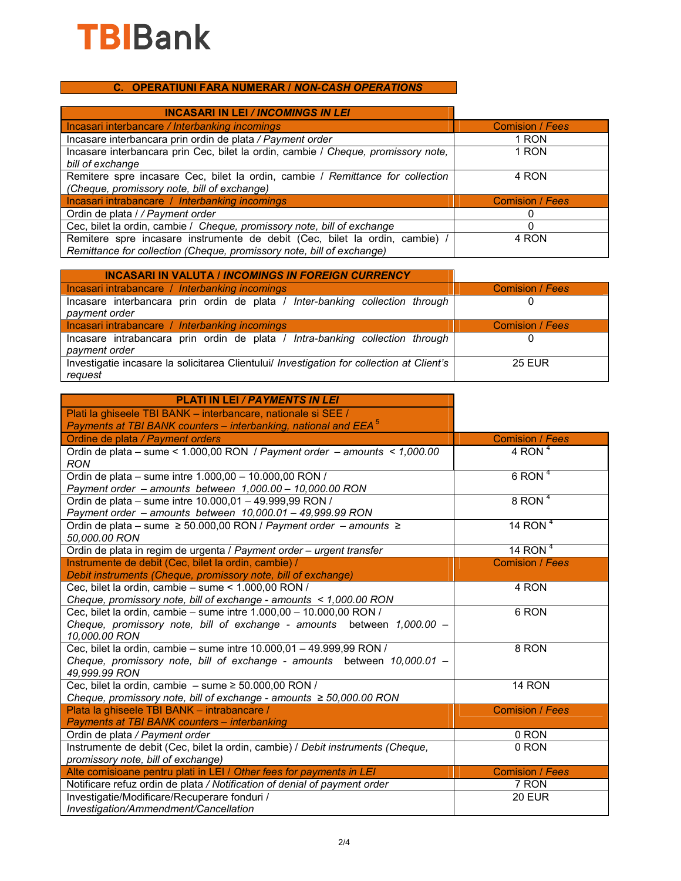## C. OPERATIUNI FARA NUMERAR / *NON-CASH OPERATIONS*

| **INCASARI IN LEI / *INCOMINGS IN LEI*** | |
|---|---|
| Incasari interbancare / *Interbanking incomings* | Comision / *Fees* |
| Incasare interbancara prin ordin de plata / *Payment order* | 1 RON |
| Incasare interbancara prin Cec, bilet la ordin, cambie / *Cheque, promissory note, bill of exchange* | 1 RON |
| Remitere spre incasare Cec, bilet la ordin, cambie / *Remittance for collection (Cheque, promissory note, bill of exchange)* | 4 RON |
| Incasari intrabancare / *Interbanking incomings* | Comision / *Fees* |
| Ordin de plata / / *Payment order* | 0 |
| Cec, bilet la ordin, cambie / *Cheque, promissory note, bill of exchange* | 0 |
| Remitere spre incasare instrumente de debit (Cec, bilet la ordin, cambie) / *Remittance for collection (Cheque, promissory note, bill of exchange)* | 4 RON |

| **INCASARI IN VALUTA / *INCOMINGS IN FOREIGN CURRENCY*** | |
|---|---|
| Incasari intrabancare / *Interbanking incomings* | Comision / *Fees* |
| Incasare interbancara prin ordin de plata / *Inter-banking collection through payment order* | 0 |
| Incasari intrabancare / *Interbanking incomings* | Comision / *Fees* |
| Incasare intrabancara prin ordin de plata / *Intra-banking collection through payment order* | 0 |
| Investigatie incasare la solicitarea Clientului/ *Investigation for collection at Client's request* | 25 EUR |

| **PLATI IN LEI / *PAYMENTS IN LEI*** | |
|---|---|
| Plati la ghiseele TBI BANK – interbancare, nationale si SEE / *Payments at TBI BANK counters – interbanking, national and EEA* [5] | |
| Ordine de plata / *Payment orders* | Comision / *Fees* |
| Ordin de plata – sume < 1.000,00 RON / *Payment order – amounts < 1,000.00 RON* | 4 RON [4] |
| Ordin de plata – sume intre 1.000,00 – 10.000,00 RON / *Payment order – amounts between 1,000.00 – 10,000.00 RON* | 6 RON [4] |
| Ordin de plata – sume intre 10.000,01 – 49.999,99 RON / *Payment order – amounts between 10,000.01 – 49,999.99 RON* | 8 RON [4] |
| Ordin de plata – sume ≥ 50.000,00 RON / *Payment order – amounts ≥ 50,000.00 RON* | 14 RON [4] |
| Ordin de plata in regim de urgenta / *Payment order – urgent transfer* | 14 RON [4] |
| Instrumente de debit (Cec, bilet la ordin, cambie) / *Debit instruments (Cheque, promissory note, bill of exchange)* | Comision / *Fees* |
| Cec, bilet la ordin, cambie – sume < 1.000,00 RON / *Cheque, promissory note, bill of exchange - amounts < 1,000.00 RON* | 4 RON |
| Cec, bilet la ordin, cambie – sume intre 1.000,00 – 10.000,00 RON / *Cheque, promissory note, bill of exchange - amounts between 1,000.00 – 10,000.00 RON* | 6 RON |
| Cec, bilet la ordin, cambie – sume intre 10.000,01 – 49.999,99 RON / *Cheque, promissory note, bill of exchange - amounts between 10,000.01 – 49,999.99 RON* | 8 RON |
| Cec, bilet la ordin, cambie – sume ≥ 50.000,00 RON / *Cheque, promissory note, bill of exchange - amounts ≥ 50,000.00 RON* | 14 RON |
| Plata la ghiseele TBI BANK – intrabancare / *Payments at TBI BANK counters – interbanking* | Comision / *Fees* |
| Ordin de plata / *Payment order* | 0 RON |
| Instrumente de debit (Cec, bilet la ordin, cambie) / *Debit instruments (Cheque, promissory note, bill of exchange)* | 0 RON |
| Alte comisioane pentru plati in LEI / *Other fees for payments in LEI* | Comision / *Fees* |
| Notificare refuz ordin de plata / *Notification of denial of payment order* | 7 RON |
| Investigatie/Modificare/Recuperare fonduri / *Investigation/Ammendment/Cancellation* | 20 EUR |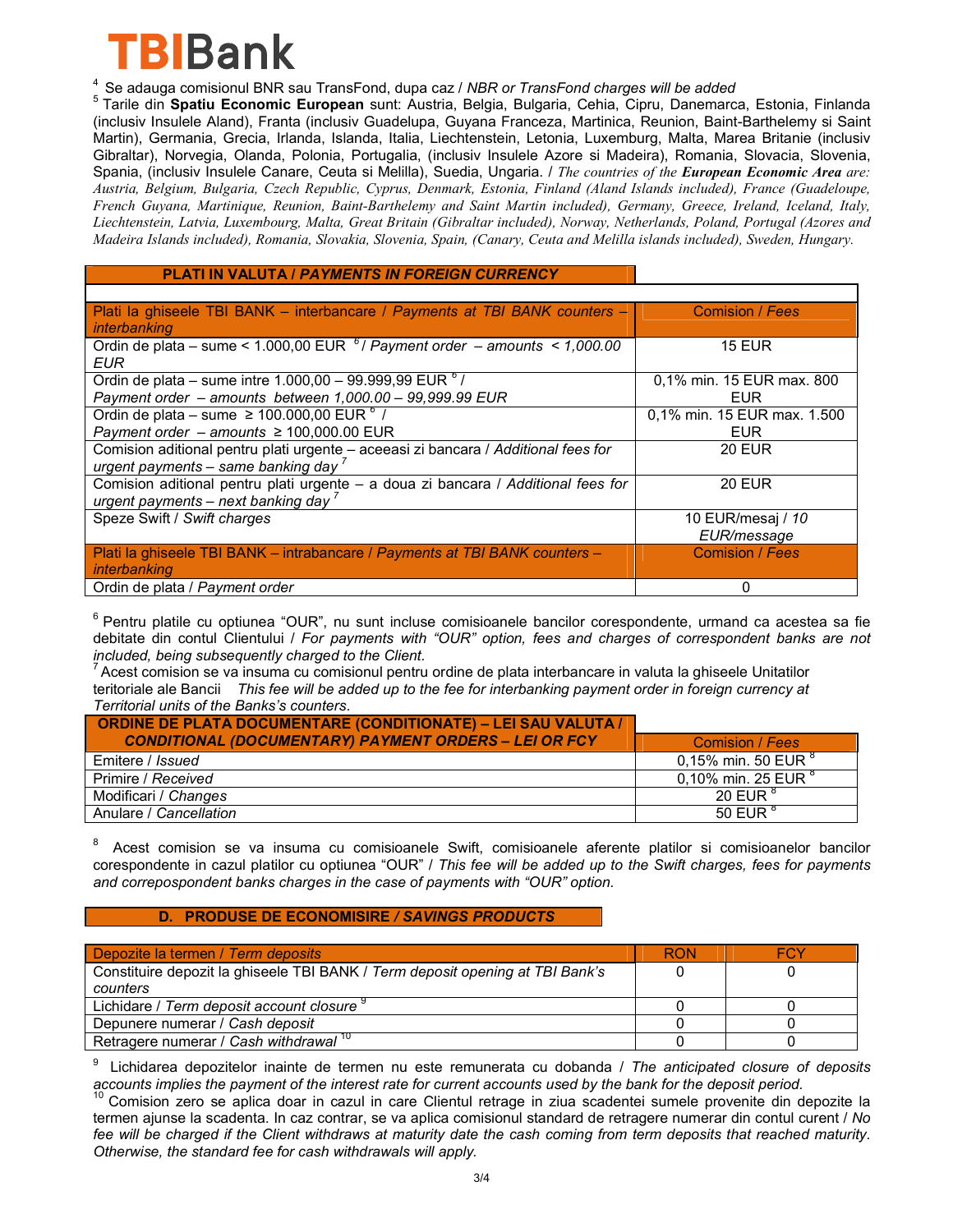**TBIBank**

[4] Se adauga comisionul BNR sau TransFond, dupa caz / *NBR or TransFond charges will be added*

[5] Tarile din **Spatiu Economic European** sunt: Austria, Belgia, Bulgaria, Cehia, Cipru, Danemarca, Estonia, Finlanda (inclusiv Insulele Aland), Franta (inclusiv Guadelupa, Guyana Franceza, Martinica, Reunion, Baint-Barthelemy si Saint Martin), Germania, Grecia, Irlanda, Islanda, Italia, Liechtenstein, Letonia, Luxemburg, Malta, Marea Britanie (inclusiv Gibraltar), Norvegia, Olanda, Polonia, Portugalia, (inclusiv Insulele Azore si Madeira), Romania, Slovacia, Slovenia, Spania, (inclusiv Insulele Canare, Ceuta si Melilla), Suedia, Ungaria. / *The countries of the **European Economic Area** are: Austria, Belgium, Bulgaria, Czech Republic, Cyprus, Denmark, Estonia, Finland (Aland Islands included), France (Guadeloupe, French Guyana, Martinique, Reunion, Baint-Barthelemy and Saint Martin included), Germany, Greece, Ireland, Iceland, Italy, Liechtenstein, Latvia, Luxembourg, Malta, Great Britain (Gibraltar included), Norway, Netherlands, Poland, Portugal (Azores and Madeira Islands included), Romania, Slovakia, Slovenia, Spain, (Canary, Ceuta and Melilla islands included), Sweden, Hungary.*

| **PLATI IN VALUTA / *PAYMENTS IN FOREIGN CURRENCY*** | |
|---|---|
| | |
| Plati la ghiseele TBI BANK – interbancare / *Payments at TBI BANK counters – interbanking* | Comision / *Fees* |
| Ordin de plata – sume < 1.000,00 EUR [6] / *Payment order – amounts < 1,000.00 EUR* | 15 EUR |
| Ordin de plata – sume intre 1.000,00 – 99.999,99 EUR [6] / *Payment order – amounts between 1,000.00 – 99,999.99 EUR* | 0,1% min. 15 EUR max. 800 EUR |
| Ordin de plata – sume ≥ 100.000,00 EUR [6] / *Payment order – amounts ≥ 100,000.00 EUR* | 0,1% min. 15 EUR max. 1.500 EUR |
| Comision aditional pentru plati urgente – aceeasi zi bancara / *Additional fees for urgent payments – same banking day* [7] | 20 EUR |
| Comision aditional pentru plati urgente – a doua zi bancara / *Additional fees for urgent payments – next banking day* [7] | 20 EUR |
| Speze Swift / *Swift charges* | 10 EUR/mesaj / *10 EUR/message* |
| Plati la ghiseele TBI BANK – intrabancare / *Payments at TBI BANK counters – interbanking* | Comision / *Fees* |
| Ordin de plata / *Payment order* | 0 |

[6] Pentru platile cu optiunea "OUR", nu sunt incluse comisioanele bancilor corespondente, urmand ca acestea sa fie debitate din contul Clientului / *For payments with "OUR" option, fees and charges of correspondent banks are not included, being subsequently charged to the Client.*

[7] Acest comision se va insuma cu comisionul pentru ordine de plata interbancare in valuta la ghiseele Unitatilor teritoriale ale Bancii *This fee will be added up to the fee for interbanking payment order in foreign currency at Territorial units of the Banks's counters*.

| **ORDINE DE PLATA DOCUMENTARE (CONDITIONATE) – LEI SAU VALUTA / *CONDITIONAL (DOCUMENTARY) PAYMENT ORDERS – LEI OR FCY*** | Comision / *Fees* |
|---|---|
| Emitere / *Issued* | 0,15% min. 50 EUR [8] |
| Primire / *Received* | 0,10% min. 25 EUR [8] |
| Modificari / *Changes* | 20 EUR [8] |
| Anulare / *Cancellation* | 50 EUR [8] |

[8] Acest comision se va insuma cu comisioanele Swift, comisioanele aferente platilor si comisioanelor bancilor corespondente in cazul platilor cu optiunea "OUR" / *This fee will be added up to the Swift charges, fees for payments and correpospondent banks charges in the case of payments with "OUR" option.*

## D. PRODUSE DE ECONOMISIRE / *SAVINGS PRODUCTS*

| Depozite la termen / *Term deposits* | RON | FCY |
|---|---|---|
| Constituire depozit la ghiseele TBI BANK / *Term deposit opening at TBI Bank's counters* | 0 | 0 |
| Lichidare / *Term deposit account closure* [9] | 0 | 0 |
| Depunere numerar / *Cash deposit* | 0 | 0 |
| Retragere numerar / *Cash withdrawal* [10] | 0 | 0 |

[9] Lichidarea depozitelor inainte de termen nu este remunerata cu dobanda / *The anticipated closure of deposits accounts implies the payment of the interest rate for current accounts used by the bank for the deposit period.*

[10] Comision zero se aplica doar in cazul in care Clientul retrage in ziua scadentei sumele provenite din depozite la termen ajunse la scadenta. In caz contrar, se va aplica comisionul standard de retragere numerar din contul curent / *No fee will be charged if the Client withdraws at maturity date the cash coming from term deposits that reached maturity. Otherwise, the standard fee for cash withdrawals will apply.*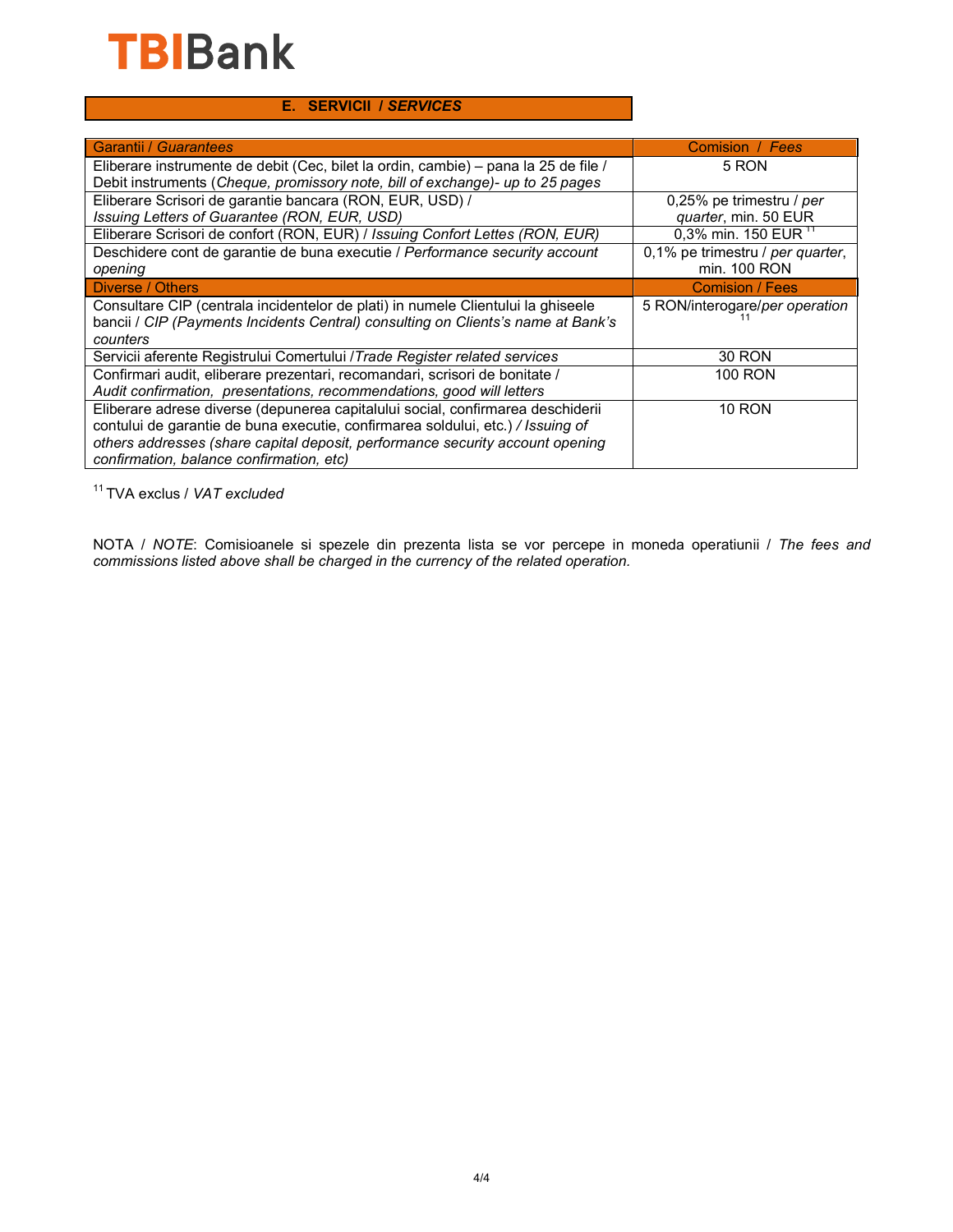**TBIBank**

## E. SERVICII / *SERVICES*

| Garantii / *Guarantees* | Comision / *Fees* |
|---|---|
| Eliberare instrumente de debit (Cec, bilet la ordin, cambie) – pana la 25 de file / Debit instruments (*Cheque, promissory note, bill of exchange)- up to 25 pages* | 5 RON |
| Eliberare Scrisori de garantie bancara (RON, EUR, USD) / *Issuing Letters of Guarantee (RON, EUR, USD)* | 0,25% pe trimestru / *per quarter*, min. 50 EUR |
| Eliberare Scrisori de confort (RON, EUR) / *Issuing Confort Lettes (RON, EUR)* | 0,3% min. 150 EUR [11] |
| Deschidere cont de garantie de buna executie / *Performance security account opening* | 0,1% pe trimestru / *per quarter*, min. 100 RON |
| **Diverse / Others** | **Comision / Fees** |
| Consultare CIP (centrala incidentelor de plati) in numele Clientului la ghiseele bancii / *CIP (Payments Incidents Central) consulting on Clients's name at Bank's counters* | 5 RON/interogare/*per operation* [11] |
| Servicii aferente Registrului Comertului /*Trade Register related services* | 30 RON |
| Confirmari audit, eliberare prezentari, recomandari, scrisori de bonitate / *Audit confirmation, presentations, recommendations, good will letters* | 100 RON |
| Eliberare adrese diverse (depunerea capitalului social, confirmarea deschiderii contului de garantie de buna executie, confirmarea soldului, etc.) */ Issuing of others addresses (share capital deposit, performance security account opening confirmation, balance confirmation, etc)* | 10 RON |

[11] TVA exclus / *VAT excluded*

NOTA / *NOTE*: Comisioanele si spezele din prezenta lista se vor percepe in moneda operatiunii / *The fees and commissions listed above shall be charged in the currency of the related operation.*